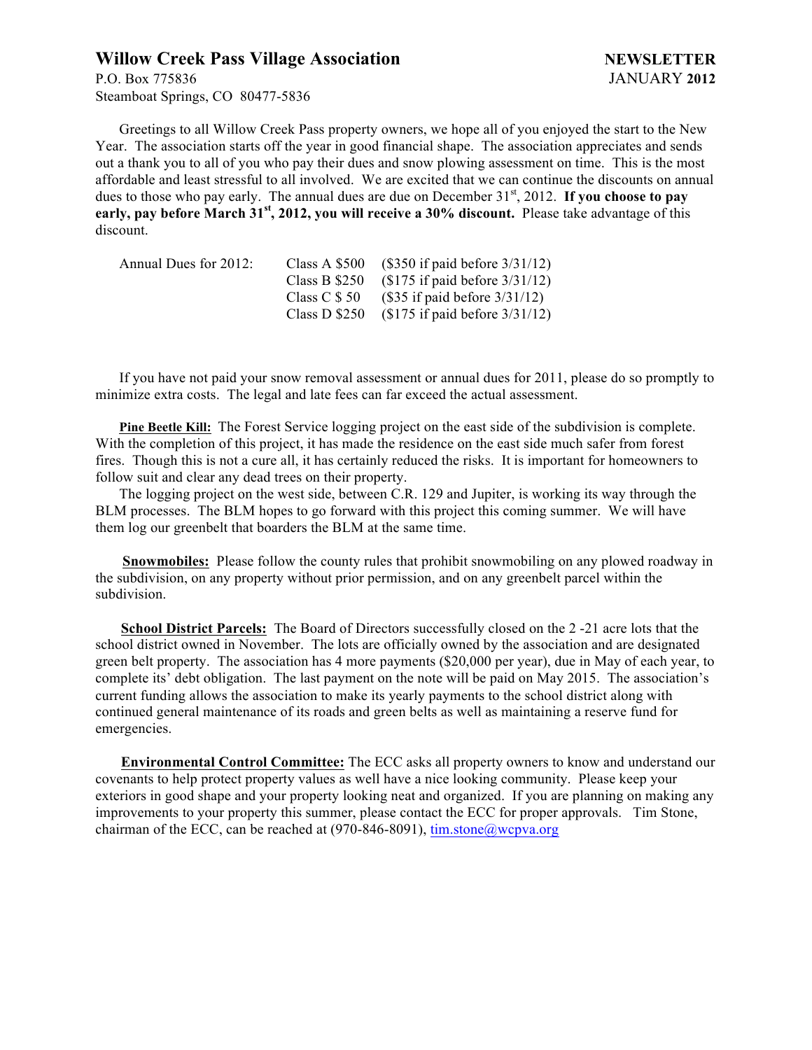# Willow Creek Pass Village Association

**NEWSLETTER**
JANUARY **2012**

P.O. Box 775836
Steamboat Springs, CO 80477-5836

Greetings to all Willow Creek Pass property owners, we hope all of you enjoyed the start to the New Year. The association starts off the year in good financial shape. The association appreciates and sends out a thank you to all of you who pay their dues and snow plowing assessment on time. This is the most affordable and least stressful to all involved. We are excited that we can continue the discounts on annual dues to those who pay early. The annual dues are due on December 31st, 2012. **If you choose to pay early, pay before March 31st, 2012, you will receive a 30% discount.** Please take advantage of this discount.

| Annual Dues for 2012: | Class A $500 | ($350 if paid before 3/31/12) |
|---|---|---|
| | Class B $250 | ($175 if paid before 3/31/12) |
| | Class C $ 50 | ($35 if paid before 3/31/12) |
| | Class D $250 | ($175 if paid before 3/31/12) |

If you have not paid your snow removal assessment or annual dues for 2011, please do so promptly to minimize extra costs. The legal and late fees can far exceed the actual assessment.

**Pine Beetle Kill:** The Forest Service logging project on the east side of the subdivision is complete. With the completion of this project, it has made the residence on the east side much safer from forest fires. Though this is not a cure all, it has certainly reduced the risks. It is important for homeowners to follow suit and clear any dead trees on their property.

The logging project on the west side, between C.R. 129 and Jupiter, is working its way through the BLM processes. The BLM hopes to go forward with this project this coming summer. We will have them log our greenbelt that boarders the BLM at the same time.

**Snowmobiles:** Please follow the county rules that prohibit snowmobiling on any plowed roadway in the subdivision, on any property without prior permission, and on any greenbelt parcel within the subdivision.

**School District Parcels:** The Board of Directors successfully closed on the 2 -21 acre lots that the school district owned in November. The lots are officially owned by the association and are designated green belt property. The association has 4 more payments ($20,000 per year), due in May of each year, to complete its' debt obligation. The last payment on the note will be paid on May 2015. The association's current funding allows the association to make its yearly payments to the school district along with continued general maintenance of its roads and green belts as well as maintaining a reserve fund for emergencies.

**Environmental Control Committee:** The ECC asks all property owners to know and understand our covenants to help protect property values as well have a nice looking community. Please keep your exteriors in good shape and your property looking neat and organized. If you are planning on making any improvements to your property this summer, please contact the ECC for proper approvals. Tim Stone, chairman of the ECC, can be reached at (970-846-8091), tim.stone@wcpva.org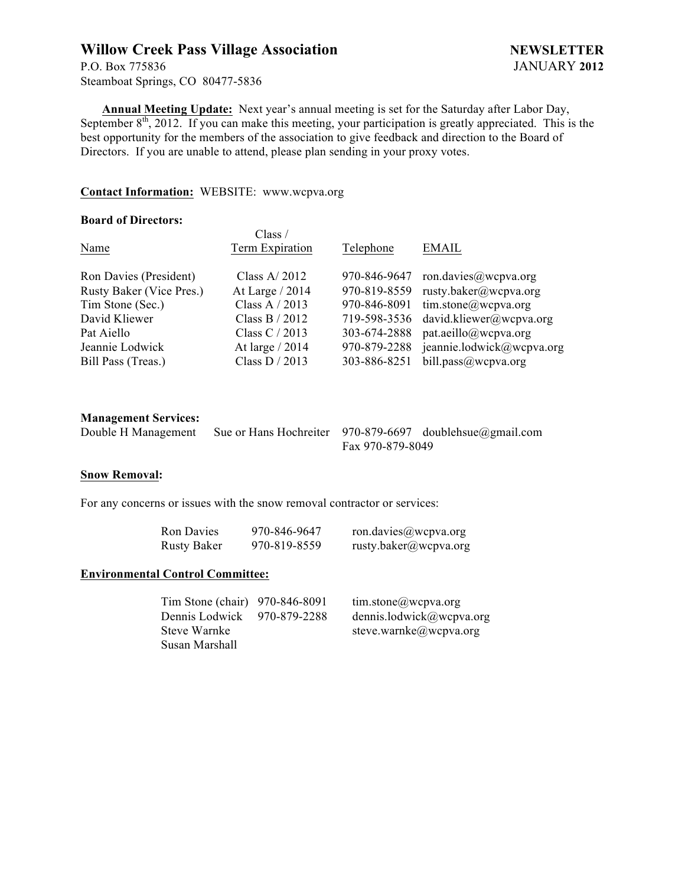# Willow Creek Pass Village Association

**NEWSLETTER**
JANUARY **2012**

P.O. Box 775836
Steamboat Springs, CO 80477-5836

**Annual Meeting Update:** Next year's annual meeting is set for the Saturday after Labor Day, September $8^{th}$, 2012. If you can make this meeting, your participation is greatly appreciated. This is the best opportunity for the members of the association to give feedback and direction to the Board of Directors. If you are unable to attend, please plan sending in your proxy votes.

**Contact Information:** WEBSITE: www.wcpva.org

**Board of Directors:**

| Name | Class / Term Expiration | Telephone | EMAIL |
|---|---|---|---|
| Ron Davies (President) | Class A/ 2012 | 970-846-9647 | ron.davies@wcpva.org |
| Rusty Baker (Vice Pres.) | At Large / 2014 | 970-819-8559 | rusty.baker@wcpva.org |
| Tim Stone (Sec.) | Class A / 2013 | 970-846-8091 | tim.stone@wcpva.org |
| David Kliewer | Class B / 2012 | 719-598-3536 | david.kliewer@wcpva.org |
| Pat Aiello | Class C / 2013 | 303-674-2888 | pat.aeillo@wcpva.org |
| Jeannie Lodwick | At large / 2014 | 970-879-2288 | jeannie.lodwick@wcpva.org |
| Bill Pass (Treas.) | Class D / 2013 | 303-886-8251 | bill.pass@wcpva.org |

**Management Services:**

Double H Management — Sue or Hans Hochreiter — 970-879-6697 — doublehsue@gmail.com
Fax 970-879-8049

**Snow Removal:**

For any concerns or issues with the snow removal contractor or services:

| | | |
|---|---|---|
| Ron Davies | 970-846-9647 | ron.davies@wcpva.org |
| Rusty Baker | 970-819-8559 | rusty.baker@wcpva.org |

**Environmental Control Committee:**

| | | |
|---|---|---|
| Tim Stone (chair) | 970-846-8091 | tim.stone@wcpva.org |
| Dennis Lodwick | 970-879-2288 | dennis.lodwick@wcpva.org |
| Steve Warnke | | steve.warnke@wcpva.org |
| Susan Marshall | | |